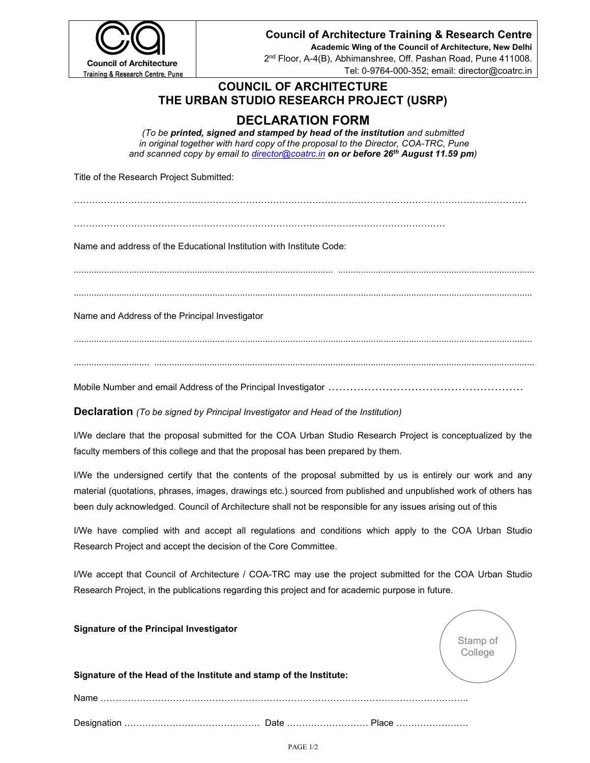Council of Architecture
Training & Research Centre, Pune

**Council of Architecture Training & Research Centre**
**Academic Wing of the Council of Architecture, New Delhi**
2nd Floor, A-4(B), Abhimanshree, Off. Pashan Road, Pune 411008.
Tel: 0-9764-000-352; email: director@coatrc.in

# COUNCIL OF ARCHITECTURE
# THE URBAN STUDIO RESEARCH PROJECT (USRP)

## DECLARATION FORM

*(To be **printed, signed and stamped by head of the institution** and submitted in original together with hard copy of the proposal to the Director, COA-TRC, Pune and scanned copy by email to director@coatrc.in **on or before 26th August 11.59 pm**)*

Title of the Research Project Submitted:

……………………………………………………………………………………………………………………………………

…………………………………………………………………………………………………………

Name and address of the Educational Institution with Institute Code:

....................................................................................................... ............................................................................

........................................................................................................................................................................................

Name and Address of the Principal Investigator

........................................................................................................................................................................................

............................. ...............................................................................................................................................

Mobile Number and email Address of the Principal Investigator ………………………………………………

**Declaration** *(To be signed by Principal Investigator and Head of the Institution)*

I/We declare that the proposal submitted for the COA Urban Studio Research Project is conceptualized by the faculty members of this college and that the proposal has been prepared by them.

I/We the undersigned certify that the contents of the proposal submitted by us is entirely our work and any material (quotations, phrases, images, drawings etc.) sourced from published and unpublished work of others has been duly acknowledged. Council of Architecture shall not be responsible for any issues arising out of this

I/We have complied with and accept all regulations and conditions which apply to the COA Urban Studio Research Project and accept the decision of the Core Committee.

I/We accept that Council of Architecture / COA-TRC may use the project submitted for the COA Urban Studio Research Project, in the publications regarding this project and for academic purpose in future.

**Signature of the Principal Investigator**

Stamp of College

**Signature of the Head of the Institute and stamp of the Institute:**

Name ………………………………………………………………………………………………………..

Designation ……………………………………… Date ……………………… Place ……………………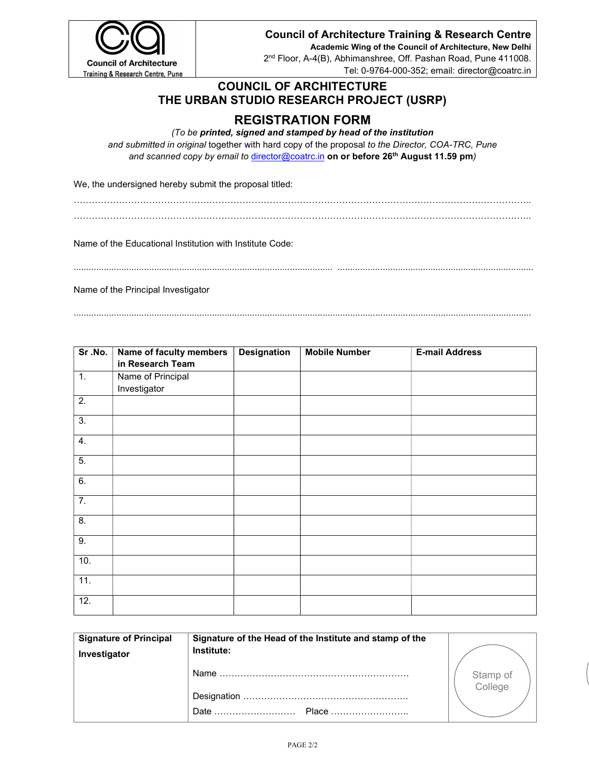Council of Architecture
Training & Research Centre, Pune

**Council of Architecture Training & Research Centre**
**Academic Wing of the Council of Architecture, New Delhi**
2nd Floor, A-4(B), Abhimanshree, Off. Pashan Road, Pune 411008.
Tel: 0-9764-000-352; email: director@coatrc.in

# COUNCIL OF ARCHITECTURE
# THE URBAN STUDIO RESEARCH PROJECT (USRP)

## REGISTRATION FORM

*(To be **printed, signed and stamped by head of the institution** and submitted in original* together with hard copy of the proposal *to the Director, COA-TRC, Pune and scanned copy by email to* director@coatrc.in **on or before 26th August 11.59 pm***)*

We, the undersigned hereby submit the proposal titled:

…………………………………………………………………………………………………………………………………………..
…………………………………………………………………………………………………………………………………………..

Name of the Educational Institution with Institute Code:

..................................................................................................... ............................................................................

Name of the Principal Investigator

....................................................................................................................................................................

| Sr .No. | Name of faculty members in Research Team | Designation | Mobile Number | E-mail Address |
|---|---|---|---|---|
| 1. | Name of Principal Investigator | | | |
| 2. | | | | |
| 3. | | | | |
| 4. | | | | |
| 5. | | | | |
| 6. | | | | |
| 7. | | | | |
| 8. | | | | |
| 9. | | | | |
| 10. | | | | |
| 11. | | | | |
| 12. | | | | |

| Signature of Principal Investigator | Signature of the Head of the Institute and stamp of the Institute: | |
|---|---|---|
| | Name ……………………………………………………… | Stamp of College |
| | Designation ……………………………………………… | |
| | Date ……………………… Place …………………….. | |